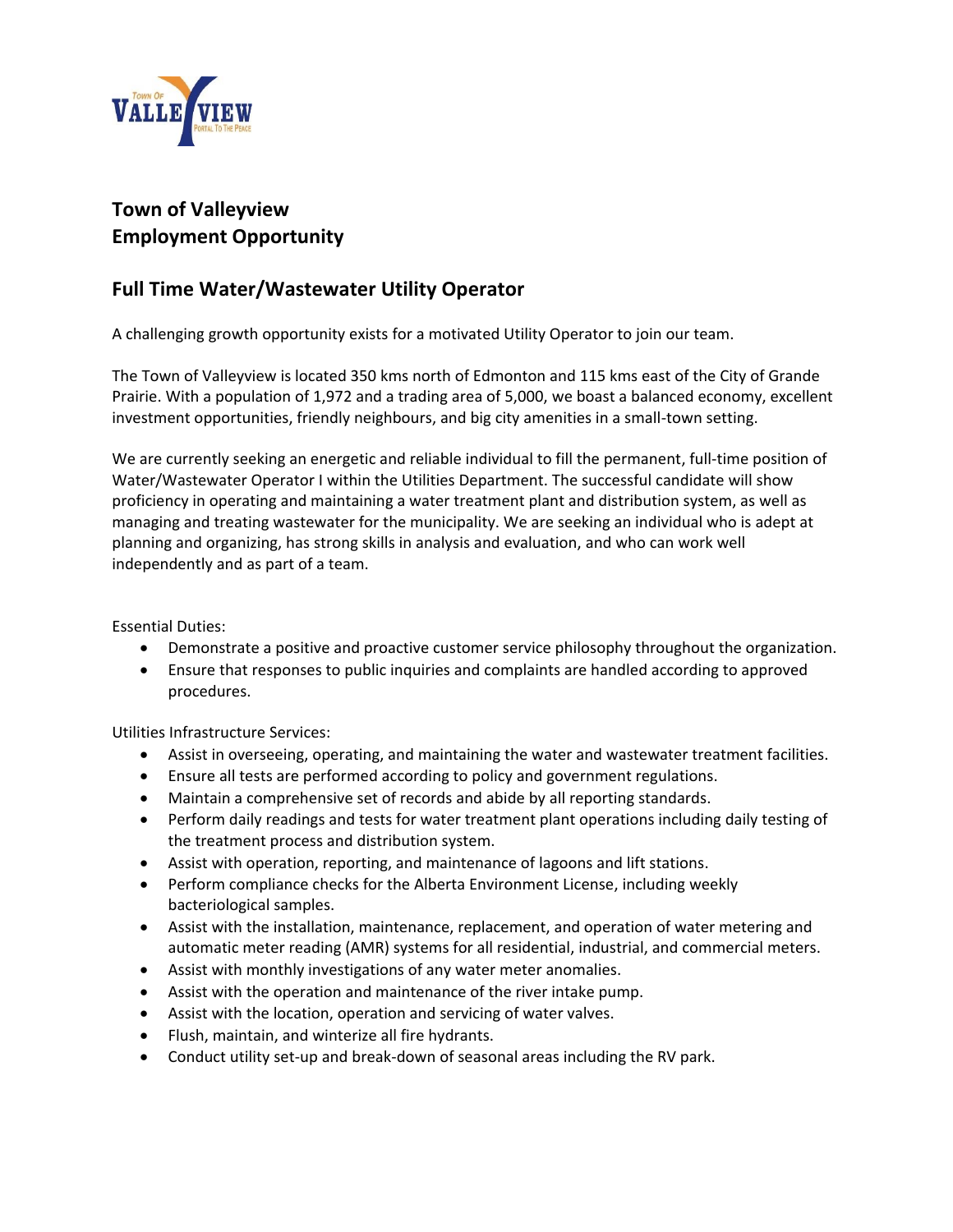## Town of Valleyview
## Employment Opportunity

### Full Time Water/Wastewater Utility Operator

A challenging growth opportunity exists for a motivated Utility Operator to join our team.

The Town of Valleyview is located 350 kms north of Edmonton and 115 kms east of the City of Grande Prairie. With a population of 1,972 and a trading area of 5,000, we boast a balanced economy, excellent investment opportunities, friendly neighbours, and big city amenities in a small-town setting.

We are currently seeking an energetic and reliable individual to fill the permanent, full-time position of Water/Wastewater Operator I within the Utilities Department. The successful candidate will show proficiency in operating and maintaining a water treatment plant and distribution system, as well as managing and treating wastewater for the municipality. We are seeking an individual who is adept at planning and organizing, has strong skills in analysis and evaluation, and who can work well independently and as part of a team.

Essential Duties:

- Demonstrate a positive and proactive customer service philosophy throughout the organization.
- Ensure that responses to public inquiries and complaints are handled according to approved procedures.

Utilities Infrastructure Services:

- Assist in overseeing, operating, and maintaining the water and wastewater treatment facilities.
- Ensure all tests are performed according to policy and government regulations.
- Maintain a comprehensive set of records and abide by all reporting standards.
- Perform daily readings and tests for water treatment plant operations including daily testing of the treatment process and distribution system.
- Assist with operation, reporting, and maintenance of lagoons and lift stations.
- Perform compliance checks for the Alberta Environment License, including weekly bacteriological samples.
- Assist with the installation, maintenance, replacement, and operation of water metering and automatic meter reading (AMR) systems for all residential, industrial, and commercial meters.
- Assist with monthly investigations of any water meter anomalies.
- Assist with the operation and maintenance of the river intake pump.
- Assist with the location, operation and servicing of water valves.
- Flush, maintain, and winterize all fire hydrants.
- Conduct utility set-up and break-down of seasonal areas including the RV park.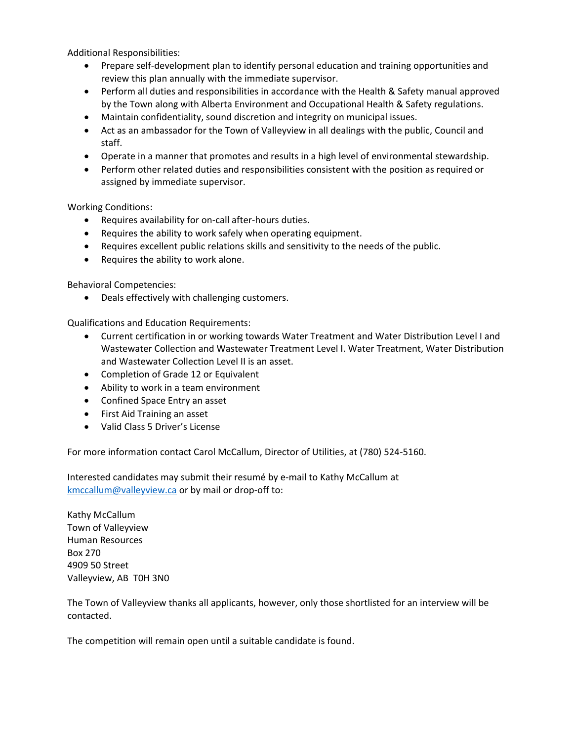Additional Responsibilities:

- Prepare self-development plan to identify personal education and training opportunities and review this plan annually with the immediate supervisor.
- Perform all duties and responsibilities in accordance with the Health & Safety manual approved by the Town along with Alberta Environment and Occupational Health & Safety regulations.
- Maintain confidentiality, sound discretion and integrity on municipal issues.
- Act as an ambassador for the Town of Valleyview in all dealings with the public, Council and staff.
- Operate in a manner that promotes and results in a high level of environmental stewardship.
- Perform other related duties and responsibilities consistent with the position as required or assigned by immediate supervisor.

Working Conditions:

- Requires availability for on-call after-hours duties.
- Requires the ability to work safely when operating equipment.
- Requires excellent public relations skills and sensitivity to the needs of the public.
- Requires the ability to work alone.

Behavioral Competencies:

- Deals effectively with challenging customers.

Qualifications and Education Requirements:

- Current certification in or working towards Water Treatment and Water Distribution Level I and Wastewater Collection and Wastewater Treatment Level I. Water Treatment, Water Distribution and Wastewater Collection Level II is an asset.
- Completion of Grade 12 or Equivalent
- Ability to work in a team environment
- Confined Space Entry an asset
- First Aid Training an asset
- Valid Class 5 Driver's License

For more information contact Carol McCallum, Director of Utilities, at (780) 524-5160.

Interested candidates may submit their resumé by e-mail to Kathy McCallum at kmccallum@valleyview.ca or by mail or drop-off to:

Kathy McCallum
Town of Valleyview
Human Resources
Box 270
4909 50 Street
Valleyview, AB T0H 3N0

The Town of Valleyview thanks all applicants, however, only those shortlisted for an interview will be contacted.

The competition will remain open until a suitable candidate is found.